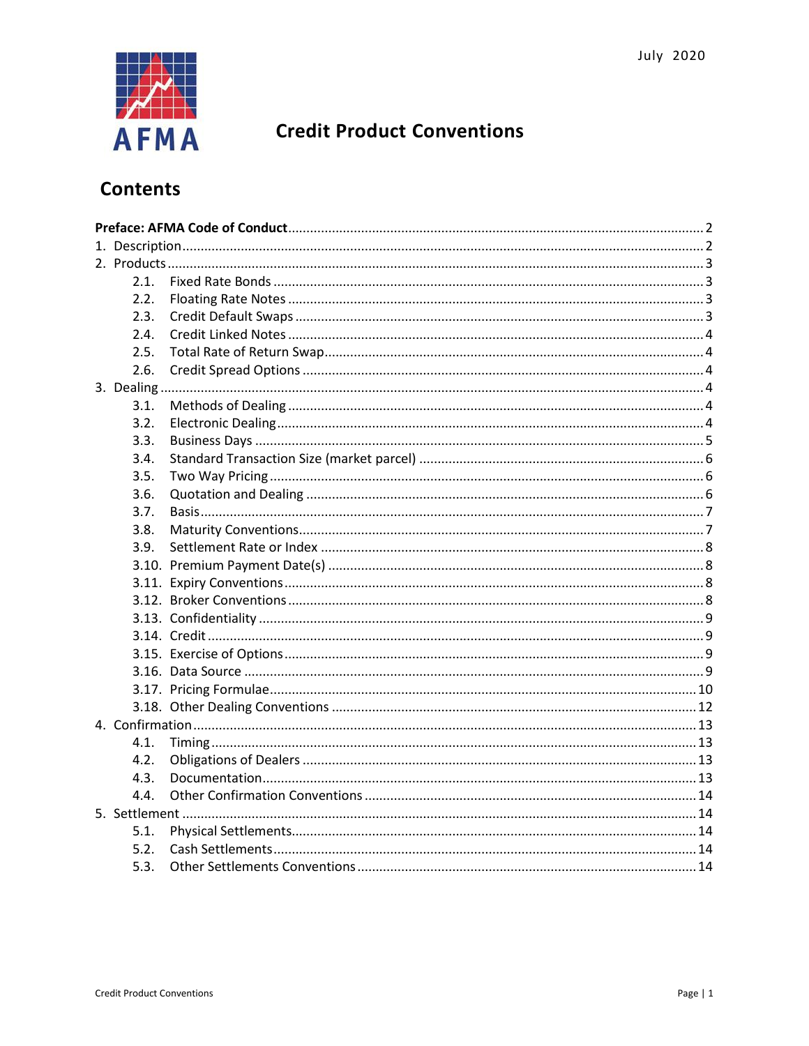July 2020

AFMA

# Credit Product Conventions

## Contents

**Preface: AFMA Code of Conduct** .......... 2
1. Description .......... 2
2. Products .......... 3
   - 2.1. Fixed Rate Bonds .......... 3
   - 2.2. Floating Rate Notes .......... 3
   - 2.3. Credit Default Swaps .......... 3
   - 2.4. Credit Linked Notes .......... 4
   - 2.5. Total Rate of Return Swap .......... 4
   - 2.6. Credit Spread Options .......... 4
3. Dealing .......... 4
   - 3.1. Methods of Dealing .......... 4
   - 3.2. Electronic Dealing .......... 4
   - 3.3. Business Days .......... 5
   - 3.4. Standard Transaction Size (market parcel) .......... 6
   - 3.5. Two Way Pricing .......... 6
   - 3.6. Quotation and Dealing .......... 6
   - 3.7. Basis .......... 7
   - 3.8. Maturity Conventions .......... 7
   - 3.9. Settlement Rate or Index .......... 8
   - 3.10. Premium Payment Date(s) .......... 8
   - 3.11. Expiry Conventions .......... 8
   - 3.12. Broker Conventions .......... 8
   - 3.13. Confidentiality .......... 9
   - 3.14. Credit .......... 9
   - 3.15. Exercise of Options .......... 9
   - 3.16. Data Source .......... 9
   - 3.17. Pricing Formulae .......... 10
   - 3.18. Other Dealing Conventions .......... 12
4. Confirmation .......... 13
   - 4.1. Timing .......... 13
   - 4.2. Obligations of Dealers .......... 13
   - 4.3. Documentation .......... 13
   - 4.4. Other Confirmation Conventions .......... 14
5. Settlement .......... 14
   - 5.1. Physical Settlements .......... 14
   - 5.2. Cash Settlements .......... 14
   - 5.3. Other Settlements Conventions .......... 14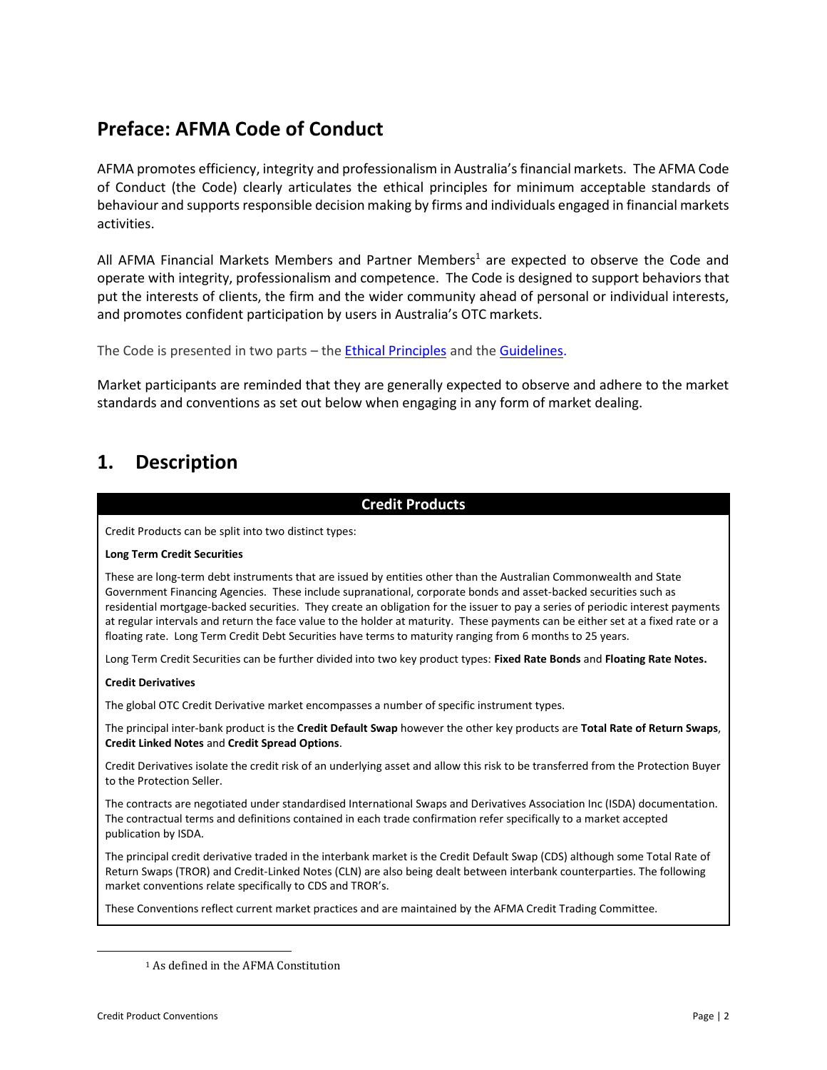## Preface: AFMA Code of Conduct

AFMA promotes efficiency, integrity and professionalism in Australia's financial markets. The AFMA Code of Conduct (the Code) clearly articulates the ethical principles for minimum acceptable standards of behaviour and supports responsible decision making by firms and individuals engaged in financial markets activities.

All AFMA Financial Markets Members and Partner Members[1] are expected to observe the Code and operate with integrity, professionalism and competence. The Code is designed to support behaviors that put the interests of clients, the firm and the wider community ahead of personal or individual interests, and promotes confident participation by users in Australia's OTC markets.

The Code is presented in two parts – the Ethical Principles and the Guidelines.

Market participants are reminded that they are generally expected to observe and adhere to the market standards and conventions as set out below when engaging in any form of market dealing.

## 1. Description

### Credit Products

Credit Products can be split into two distinct types:

**Long Term Credit Securities**

These are long-term debt instruments that are issued by entities other than the Australian Commonwealth and State Government Financing Agencies. These include supranational, corporate bonds and asset-backed securities such as residential mortgage-backed securities. They create an obligation for the issuer to pay a series of periodic interest payments at regular intervals and return the face value to the holder at maturity. These payments can be either set at a fixed rate or a floating rate. Long Term Credit Debt Securities have terms to maturity ranging from 6 months to 25 years.

Long Term Credit Securities can be further divided into two key product types: **Fixed Rate Bonds** and **Floating Rate Notes.**

**Credit Derivatives**

The global OTC Credit Derivative market encompasses a number of specific instrument types.

The principal inter-bank product is the **Credit Default Swap** however the other key products are **Total Rate of Return Swaps**, **Credit Linked Notes** and **Credit Spread Options**.

Credit Derivatives isolate the credit risk of an underlying asset and allow this risk to be transferred from the Protection Buyer to the Protection Seller.

The contracts are negotiated under standardised International Swaps and Derivatives Association Inc (ISDA) documentation. The contractual terms and definitions contained in each trade confirmation refer specifically to a market accepted publication by ISDA.

The principal credit derivative traded in the interbank market is the Credit Default Swap (CDS) although some Total Rate of Return Swaps (TROR) and Credit-Linked Notes (CLN) are also being dealt between interbank counterparties. The following market conventions relate specifically to CDS and TROR's.

These Conventions reflect current market practices and are maintained by the AFMA Credit Trading Committee.

[1] As defined in the AFMA Constitution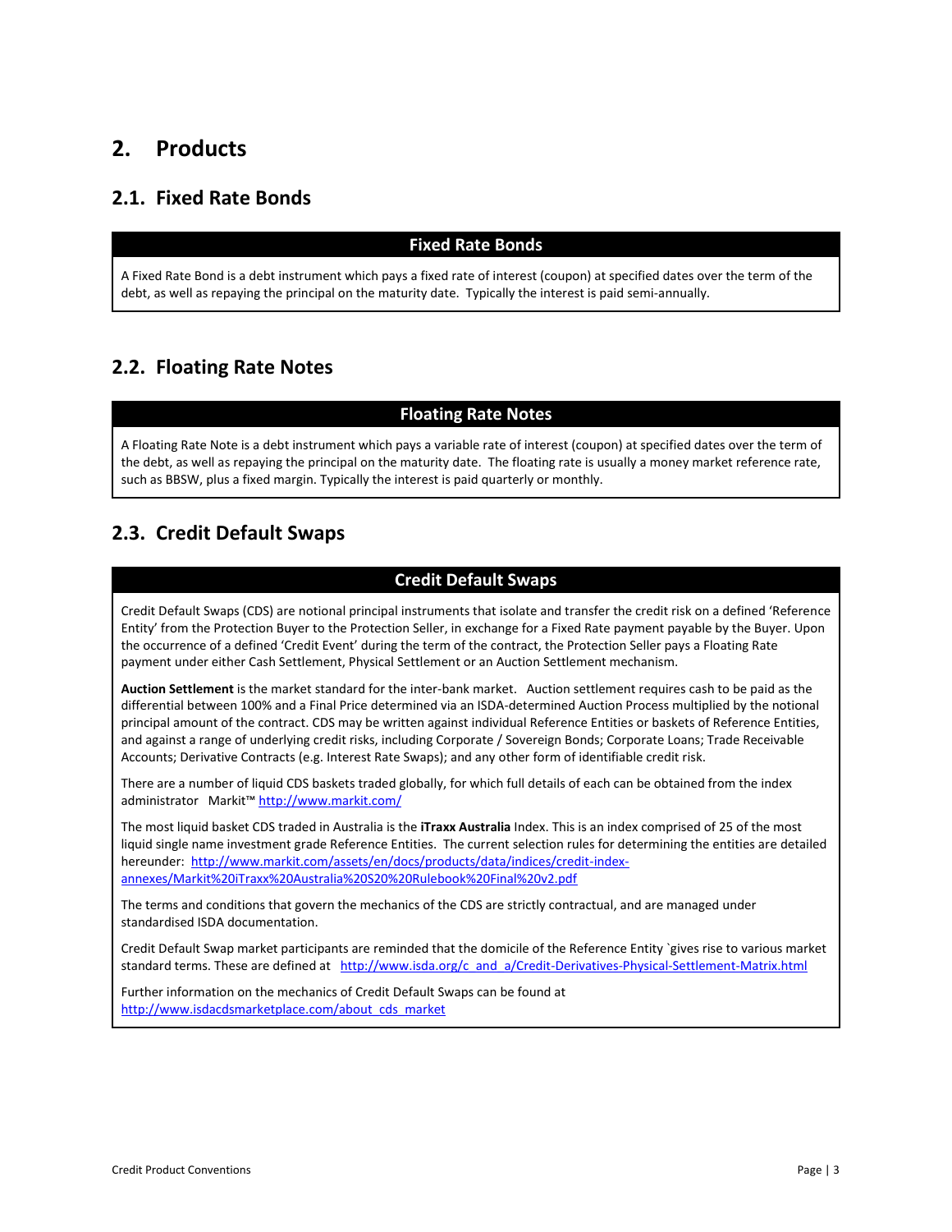# 2. Products

## 2.1. Fixed Rate Bonds

| Fixed Rate Bonds |
| --- |
| A Fixed Rate Bond is a debt instrument which pays a fixed rate of interest (coupon) at specified dates over the term of the debt, as well as repaying the principal on the maturity date. Typically the interest is paid semi-annually. |

## 2.2. Floating Rate Notes

| Floating Rate Notes |
| --- |
| A Floating Rate Note is a debt instrument which pays a variable rate of interest (coupon) at specified dates over the term of the debt, as well as repaying the principal on the maturity date. The floating rate is usually a money market reference rate, such as BBSW, plus a fixed margin. Typically the interest is paid quarterly or monthly. |

## 2.3. Credit Default Swaps

**Credit Default Swaps**

Credit Default Swaps (CDS) are notional principal instruments that isolate and transfer the credit risk on a defined 'Reference Entity' from the Protection Buyer to the Protection Seller, in exchange for a Fixed Rate payment payable by the Buyer. Upon the occurrence of a defined 'Credit Event' during the term of the contract, the Protection Seller pays a Floating Rate payment under either Cash Settlement, Physical Settlement or an Auction Settlement mechanism.

**Auction Settlement** is the market standard for the inter-bank market. Auction settlement requires cash to be paid as the differential between 100% and a Final Price determined via an ISDA-determined Auction Process multiplied by the notional principal amount of the contract. CDS may be written against individual Reference Entities or baskets of Reference Entities, and against a range of underlying credit risks, including Corporate / Sovereign Bonds; Corporate Loans; Trade Receivable Accounts; Derivative Contracts (e.g. Interest Rate Swaps); and any other form of identifiable credit risk.

There are a number of liquid CDS baskets traded globally, for which full details of each can be obtained from the index administrator Markit™ http://www.markit.com/

The most liquid basket CDS traded in Australia is the **iTraxx Australia** Index. This is an index comprised of 25 of the most liquid single name investment grade Reference Entities. The current selection rules for determining the entities are detailed hereunder: http://www.markit.com/assets/en/docs/products/data/indices/credit-index-annexes/Markit%20iTraxx%20Australia%20S20%20Rulebook%20Final%20v2.pdf

The terms and conditions that govern the mechanics of the CDS are strictly contractual, and are managed under standardised ISDA documentation.

Credit Default Swap market participants are reminded that the domicile of the Reference Entity `gives rise to various market standard terms. These are defined at http://www.isda.org/c_and_a/Credit-Derivatives-Physical-Settlement-Matrix.html

Further information on the mechanics of Credit Default Swaps can be found at http://www.isdacdsmarketplace.com/about_cds_market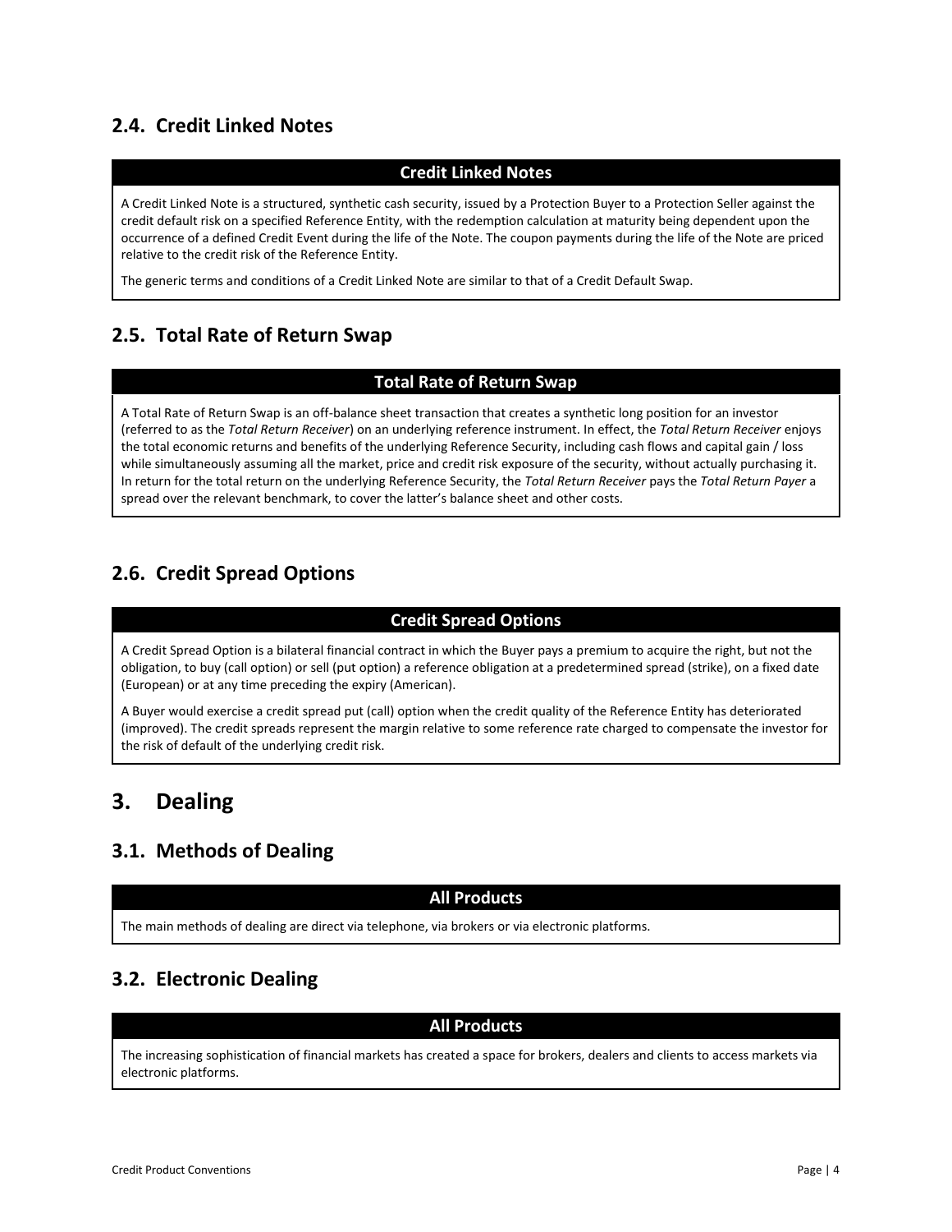## 2.4. Credit Linked Notes

**Credit Linked Notes**

A Credit Linked Note is a structured, synthetic cash security, issued by a Protection Buyer to a Protection Seller against the credit default risk on a specified Reference Entity, with the redemption calculation at maturity being dependent upon the occurrence of a defined Credit Event during the life of the Note. The coupon payments during the life of the Note are priced relative to the credit risk of the Reference Entity.

The generic terms and conditions of a Credit Linked Note are similar to that of a Credit Default Swap.

## 2.5. Total Rate of Return Swap

**Total Rate of Return Swap**

A Total Rate of Return Swap is an off-balance sheet transaction that creates a synthetic long position for an investor (referred to as the *Total Return Receiver*) on an underlying reference instrument. In effect, the *Total Return Receiver* enjoys the total economic returns and benefits of the underlying Reference Security, including cash flows and capital gain / loss while simultaneously assuming all the market, price and credit risk exposure of the security, without actually purchasing it. In return for the total return on the underlying Reference Security, the *Total Return Receiver* pays the *Total Return Payer* a spread over the relevant benchmark, to cover the latter's balance sheet and other costs.

## 2.6. Credit Spread Options

**Credit Spread Options**

A Credit Spread Option is a bilateral financial contract in which the Buyer pays a premium to acquire the right, but not the obligation, to buy (call option) or sell (put option) a reference obligation at a predetermined spread (strike), on a fixed date (European) or at any time preceding the expiry (American).

A Buyer would exercise a credit spread put (call) option when the credit quality of the Reference Entity has deteriorated (improved). The credit spreads represent the margin relative to some reference rate charged to compensate the investor for the risk of default of the underlying credit risk.

# 3. Dealing

## 3.1. Methods of Dealing

**All Products**

The main methods of dealing are direct via telephone, via brokers or via electronic platforms.

## 3.2. Electronic Dealing

**All Products**

The increasing sophistication of financial markets has created a space for brokers, dealers and clients to access markets via electronic platforms.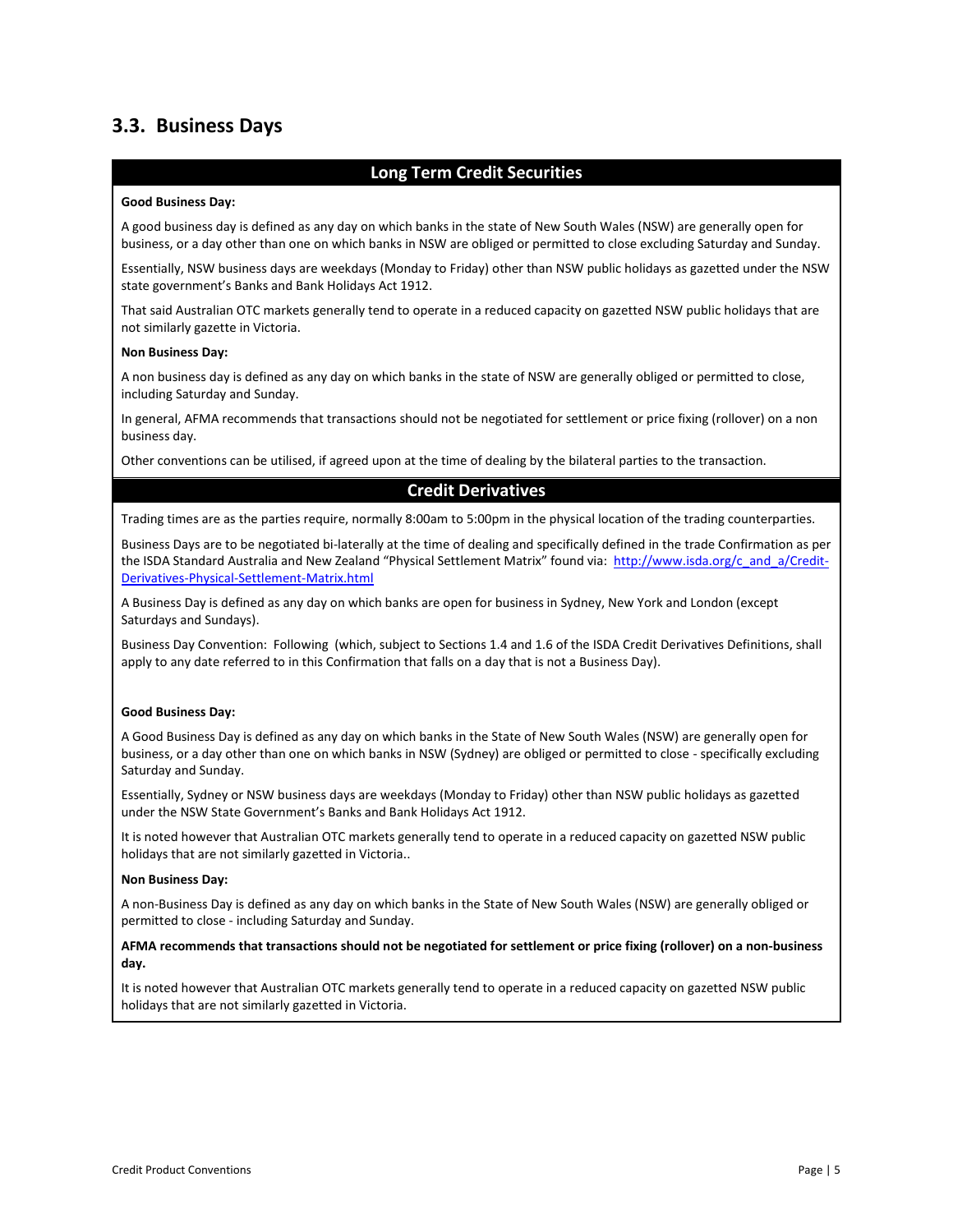## 3.3. Business Days

### Long Term Credit Securities

**Good Business Day:**

A good business day is defined as any day on which banks in the state of New South Wales (NSW) are generally open for business, or a day other than one on which banks in NSW are obliged or permitted to close excluding Saturday and Sunday.

Essentially, NSW business days are weekdays (Monday to Friday) other than NSW public holidays as gazetted under the NSW state government's Banks and Bank Holidays Act 1912.

That said Australian OTC markets generally tend to operate in a reduced capacity on gazetted NSW public holidays that are not similarly gazette in Victoria.

**Non Business Day:**

A non business day is defined as any day on which banks in the state of NSW are generally obliged or permitted to close, including Saturday and Sunday.

In general, AFMA recommends that transactions should not be negotiated for settlement or price fixing (rollover) on a non business day.

Other conventions can be utilised, if agreed upon at the time of dealing by the bilateral parties to the transaction.

### Credit Derivatives

Trading times are as the parties require, normally 8:00am to 5:00pm in the physical location of the trading counterparties.

Business Days are to be negotiated bi-laterally at the time of dealing and specifically defined in the trade Confirmation as per the ISDA Standard Australia and New Zealand "Physical Settlement Matrix" found via: [http://www.isda.org/c_and_a/Credit-Derivatives-Physical-Settlement-Matrix.html](http://www.isda.org/c_and_a/Credit-Derivatives-Physical-Settlement-Matrix.html)

A Business Day is defined as any day on which banks are open for business in Sydney, New York and London (except Saturdays and Sundays).

Business Day Convention: Following (which, subject to Sections 1.4 and 1.6 of the ISDA Credit Derivatives Definitions, shall apply to any date referred to in this Confirmation that falls on a day that is not a Business Day).

**Good Business Day:**

A Good Business Day is defined as any day on which banks in the State of New South Wales (NSW) are generally open for business, or a day other than one on which banks in NSW (Sydney) are obliged or permitted to close - specifically excluding Saturday and Sunday.

Essentially, Sydney or NSW business days are weekdays (Monday to Friday) other than NSW public holidays as gazetted under the NSW State Government's Banks and Bank Holidays Act 1912.

It is noted however that Australian OTC markets generally tend to operate in a reduced capacity on gazetted NSW public holidays that are not similarly gazetted in Victoria..

**Non Business Day:**

A non-Business Day is defined as any day on which banks in the State of New South Wales (NSW) are generally obliged or permitted to close - including Saturday and Sunday.

**AFMA recommends that transactions should not be negotiated for settlement or price fixing (rollover) on a non-business day.**

It is noted however that Australian OTC markets generally tend to operate in a reduced capacity on gazetted NSW public holidays that are not similarly gazetted in Victoria.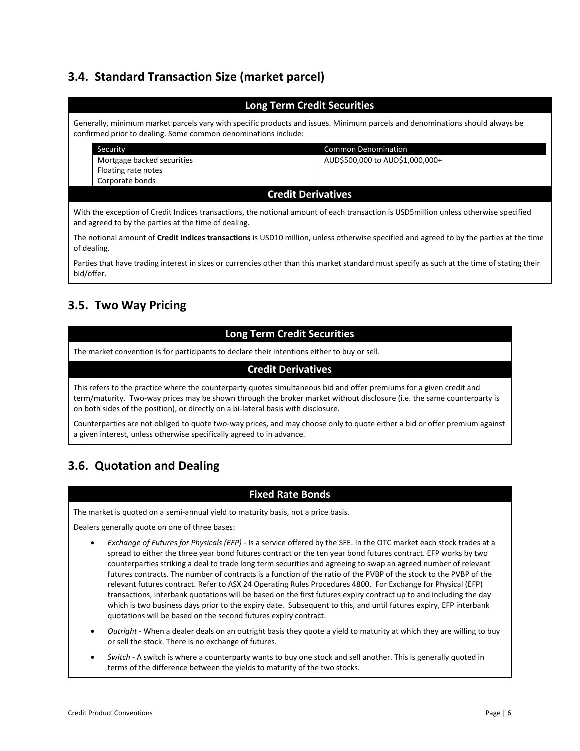## 3.4. Standard Transaction Size (market parcel)

### Long Term Credit Securities

Generally, minimum market parcels vary with specific products and issues. Minimum parcels and denominations should always be confirmed prior to dealing. Some common denominations include:

| Security | Common Denomination |
| --- | --- |
| Mortgage backed securities<br>Floating rate notes<br>Corporate bonds | AUD$500,000 to AUD$1,000,000+ |

### Credit Derivatives

With the exception of Credit Indices transactions, the notional amount of each transaction is USD5million unless otherwise specified and agreed to by the parties at the time of dealing.

The notional amount of **Credit Indices transactions** is USD10 million, unless otherwise specified and agreed to by the parties at the time of dealing.

Parties that have trading interest in sizes or currencies other than this market standard must specify as such at the time of stating their bid/offer.

## 3.5. Two Way Pricing

### Long Term Credit Securities

The market convention is for participants to declare their intentions either to buy or sell.

### Credit Derivatives

This refers to the practice where the counterparty quotes simultaneous bid and offer premiums for a given credit and term/maturity. Two-way prices may be shown through the broker market without disclosure (i.e. the same counterparty is on both sides of the position), or directly on a bi-lateral basis with disclosure.

Counterparties are not obliged to quote two-way prices, and may choose only to quote either a bid or offer premium against a given interest, unless otherwise specifically agreed to in advance.

## 3.6. Quotation and Dealing

### Fixed Rate Bonds

The market is quoted on a semi-annual yield to maturity basis, not a price basis.

Dealers generally quote on one of three bases:

- *Exchange of Futures for Physicals (EFP)* - Is a service offered by the SFE. In the OTC market each stock trades at a spread to either the three year bond futures contract or the ten year bond futures contract. EFP works by two counterparties striking a deal to trade long term securities and agreeing to swap an agreed number of relevant futures contracts. The number of contracts is a function of the ratio of the PVBP of the stock to the PVBP of the relevant futures contract. Refer to ASX 24 Operating Rules Procedures 4800. For Exchange for Physical (EFP) transactions, interbank quotations will be based on the first futures expiry contract up to and including the day which is two business days prior to the expiry date. Subsequent to this, and until futures expiry, EFP interbank quotations will be based on the second futures expiry contract.
- *Outright* - When a dealer deals on an outright basis they quote a yield to maturity at which they are willing to buy or sell the stock. There is no exchange of futures.
- *Switch* - A switch is where a counterparty wants to buy one stock and sell another. This is generally quoted in terms of the difference between the yields to maturity of the two stocks.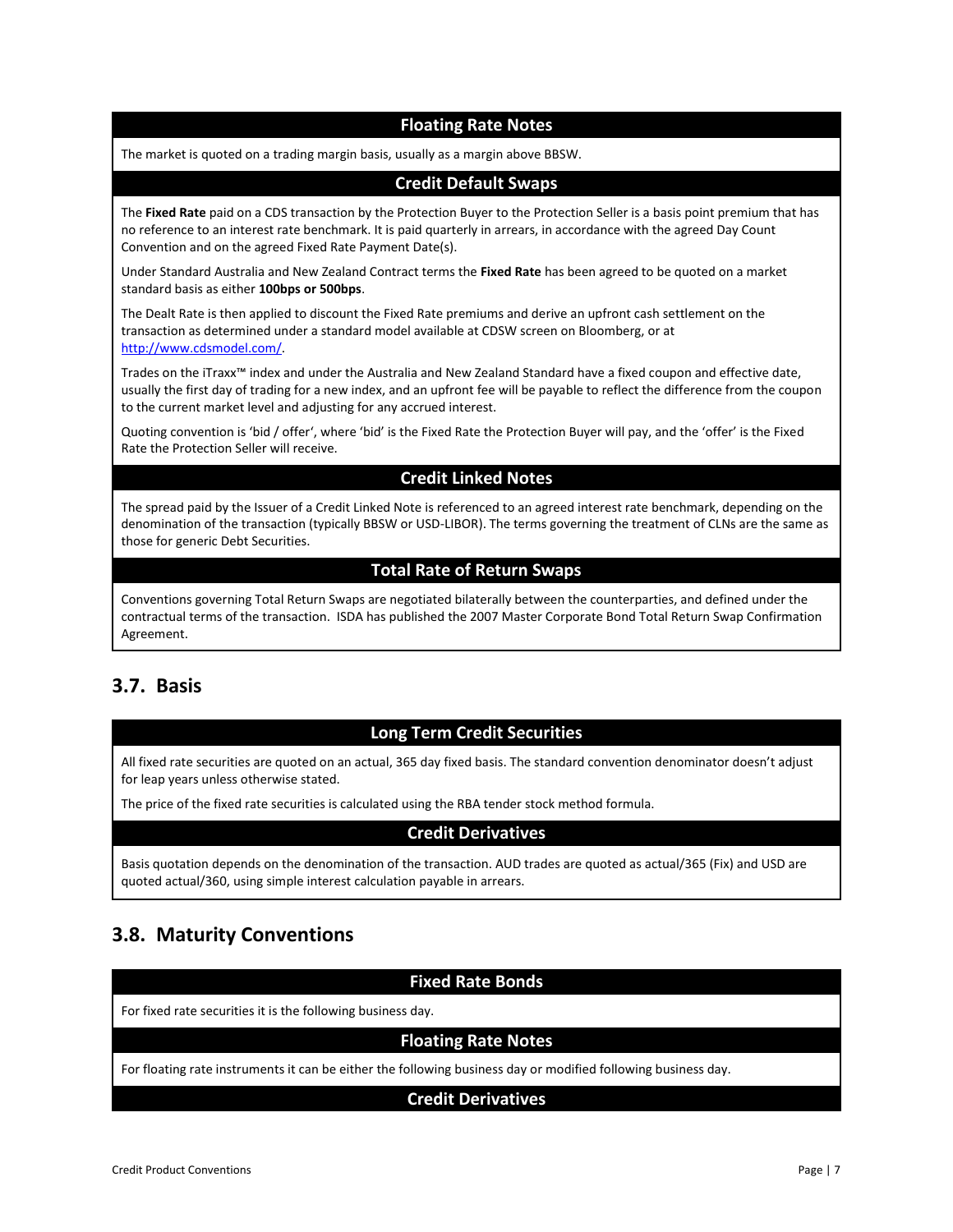### Floating Rate Notes

The market is quoted on a trading margin basis, usually as a margin above BBSW.

### Credit Default Swaps

The **Fixed Rate** paid on a CDS transaction by the Protection Buyer to the Protection Seller is a basis point premium that has no reference to an interest rate benchmark. It is paid quarterly in arrears, in accordance with the agreed Day Count Convention and on the agreed Fixed Rate Payment Date(s).

Under Standard Australia and New Zealand Contract terms the **Fixed Rate** has been agreed to be quoted on a market standard basis as either **100bps or 500bps**.

The Dealt Rate is then applied to discount the Fixed Rate premiums and derive an upfront cash settlement on the transaction as determined under a standard model available at CDSW screen on Bloomberg, or at [http://www.cdsmodel.com/](http://www.cdsmodel.com/).

Trades on the iTraxx™ index and under the Australia and New Zealand Standard have a fixed coupon and effective date, usually the first day of trading for a new index, and an upfront fee will be payable to reflect the difference from the coupon to the current market level and adjusting for any accrued interest.

Quoting convention is 'bid / offer', where 'bid' is the Fixed Rate the Protection Buyer will pay, and the 'offer' is the Fixed Rate the Protection Seller will receive.

### Credit Linked Notes

The spread paid by the Issuer of a Credit Linked Note is referenced to an agreed interest rate benchmark, depending on the denomination of the transaction (typically BBSW or USD-LIBOR). The terms governing the treatment of CLNs are the same as those for generic Debt Securities.

### Total Rate of Return Swaps

Conventions governing Total Return Swaps are negotiated bilaterally between the counterparties, and defined under the contractual terms of the transaction. ISDA has published the 2007 Master Corporate Bond Total Return Swap Confirmation Agreement.

## 3.7. Basis

### Long Term Credit Securities

All fixed rate securities are quoted on an actual, 365 day fixed basis. The standard convention denominator doesn't adjust for leap years unless otherwise stated.

The price of the fixed rate securities is calculated using the RBA tender stock method formula.

### Credit Derivatives

Basis quotation depends on the denomination of the transaction. AUD trades are quoted as actual/365 (Fix) and USD are quoted actual/360, using simple interest calculation payable in arrears.

## 3.8. Maturity Conventions

### Fixed Rate Bonds

For fixed rate securities it is the following business day.

### Floating Rate Notes

For floating rate instruments it can be either the following business day or modified following business day.

### Credit Derivatives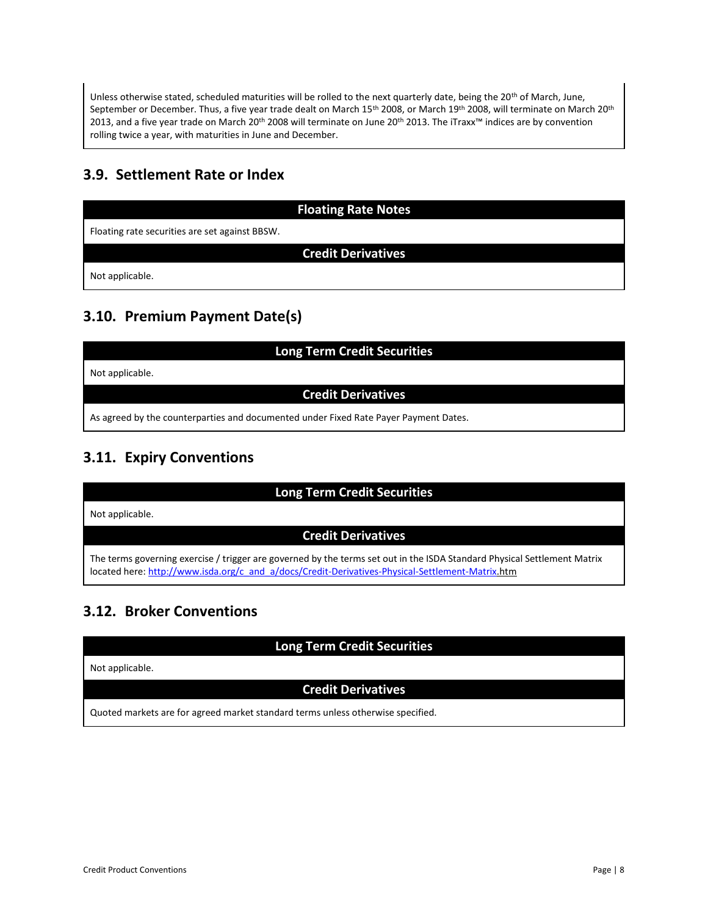Unless otherwise stated, scheduled maturities will be rolled to the next quarterly date, being the 20th of March, June, September or December. Thus, a five year trade dealt on March 15th 2008, or March 19th 2008, will terminate on March 20th 2013, and a five year trade on March 20th 2008 will terminate on June 20th 2013. The iTraxx™ indices are by convention rolling twice a year, with maturities in June and December.

## 3.9. Settlement Rate or Index

| Floating Rate Notes |
|---|
| Floating rate securities are set against BBSW. |
| **Credit Derivatives** |
| Not applicable. |

## 3.10. Premium Payment Date(s)

| Long Term Credit Securities |
|---|
| Not applicable. |
| **Credit Derivatives** |
| As agreed by the counterparties and documented under Fixed Rate Payer Payment Dates. |

## 3.11. Expiry Conventions

| Long Term Credit Securities |
|---|
| Not applicable. |
| **Credit Derivatives** |
| The terms governing exercise / trigger are governed by the terms set out in the ISDA Standard Physical Settlement Matrix located here: http://www.isda.org/c_and_a/docs/Credit-Derivatives-Physical-Settlement-Matrix.htm |

## 3.12. Broker Conventions

| Long Term Credit Securities |
|---|
| Not applicable. |
| **Credit Derivatives** |
| Quoted markets are for agreed market standard terms unless otherwise specified. |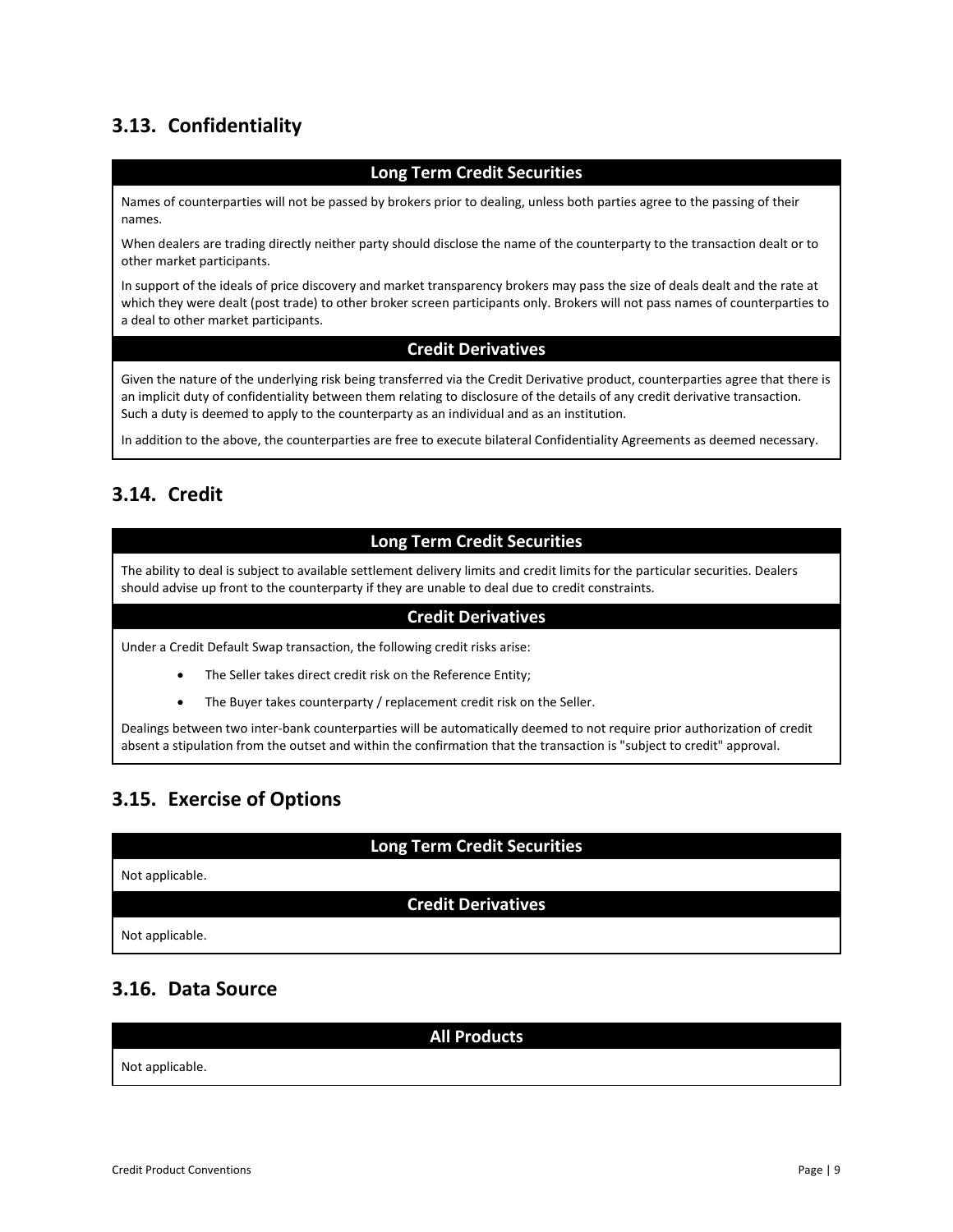## 3.13. Confidentiality

### Long Term Credit Securities

Names of counterparties will not be passed by brokers prior to dealing, unless both parties agree to the passing of their names.

When dealers are trading directly neither party should disclose the name of the counterparty to the transaction dealt or to other market participants.

In support of the ideals of price discovery and market transparency brokers may pass the size of deals dealt and the rate at which they were dealt (post trade) to other broker screen participants only. Brokers will not pass names of counterparties to a deal to other market participants.

### Credit Derivatives

Given the nature of the underlying risk being transferred via the Credit Derivative product, counterparties agree that there is an implicit duty of confidentiality between them relating to disclosure of the details of any credit derivative transaction. Such a duty is deemed to apply to the counterparty as an individual and as an institution.

In addition to the above, the counterparties are free to execute bilateral Confidentiality Agreements as deemed necessary.

## 3.14. Credit

### Long Term Credit Securities

The ability to deal is subject to available settlement delivery limits and credit limits for the particular securities. Dealers should advise up front to the counterparty if they are unable to deal due to credit constraints.

### Credit Derivatives

Under a Credit Default Swap transaction, the following credit risks arise:

- The Seller takes direct credit risk on the Reference Entity;
- The Buyer takes counterparty / replacement credit risk on the Seller.

Dealings between two inter-bank counterparties will be automatically deemed to not require prior authorization of credit absent a stipulation from the outset and within the confirmation that the transaction is "subject to credit" approval.

## 3.15. Exercise of Options

### Long Term Credit Securities

Not applicable.

### Credit Derivatives

Not applicable.

## 3.16. Data Source

### All Products

Not applicable.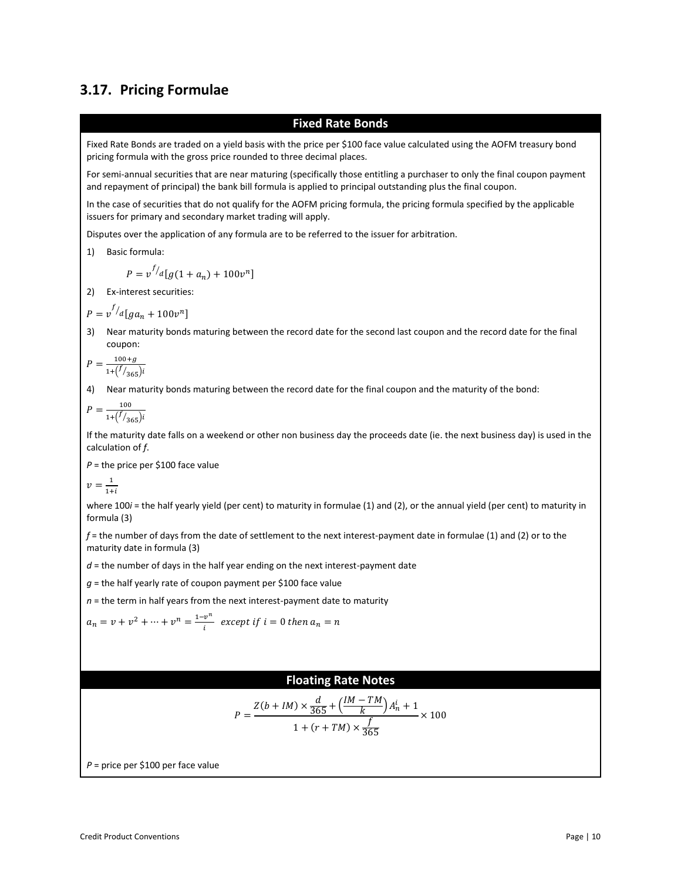## 3.17. Pricing Formulae

### Fixed Rate Bonds

Fixed Rate Bonds are traded on a yield basis with the price per $100 face value calculated using the AOFM treasury bond pricing formula with the gross price rounded to three decimal places.

For semi-annual securities that are near maturing (specifically those entitling a purchaser to only the final coupon payment and repayment of principal) the bank bill formula is applied to principal outstanding plus the final coupon.

In the case of securities that do not qualify for the AOFM pricing formula, the pricing formula specified by the applicable issuers for primary and secondary market trading will apply.

Disputes over the application of any formula are to be referred to the issuer for arbitration.

1) Basic formula:

$$P = v^{f/d}[g(1 + a_n) + 100v^n]$$

2) Ex-interest securities:

$$P = v^{f/d}[ga_n + 100v^n]$$

3) Near maturity bonds maturing between the record date for the second last coupon and the record date for the final coupon:

$$P = \frac{100+g}{1+\left(f/_{365}\right)i}$$

4) Near maturity bonds maturing between the record date for the final coupon and the maturity of the bond:

$$P = \frac{100}{1+\left(f/_{365}\right)i}$$

If the maturity date falls on a weekend or other non business day the proceeds date (ie. the next business day) is used in the calculation of *f*.

*P* = the price per $100 face value

$v = \frac{1}{1+i}$

where 100*i* = the half yearly yield (per cent) to maturity in formulae (1) and (2), or the annual yield (per cent) to maturity in formula (3)

*f* = the number of days from the date of settlement to the next interest-payment date in formulae (1) and (2) or to the maturity date in formula (3)

*d* = the number of days in the half year ending on the next interest-payment date

*g* = the half yearly rate of coupon payment per $100 face value

*n* = the term in half years from the next interest-payment date to maturity

$a_n = v + v^2 + \cdots + v^n = \frac{1-v^n}{i}$ *except if* $i = 0$ *then* $a_n = n$

### Floating Rate Notes

$$P = \frac{Z(b + IM) \times \frac{d}{365} + \left(\frac{IM - TM}{k}\right)A_n^i + 1}{1 + (r + TM) \times \frac{f}{365}} \times 100$$

*P* = price per $100 per face value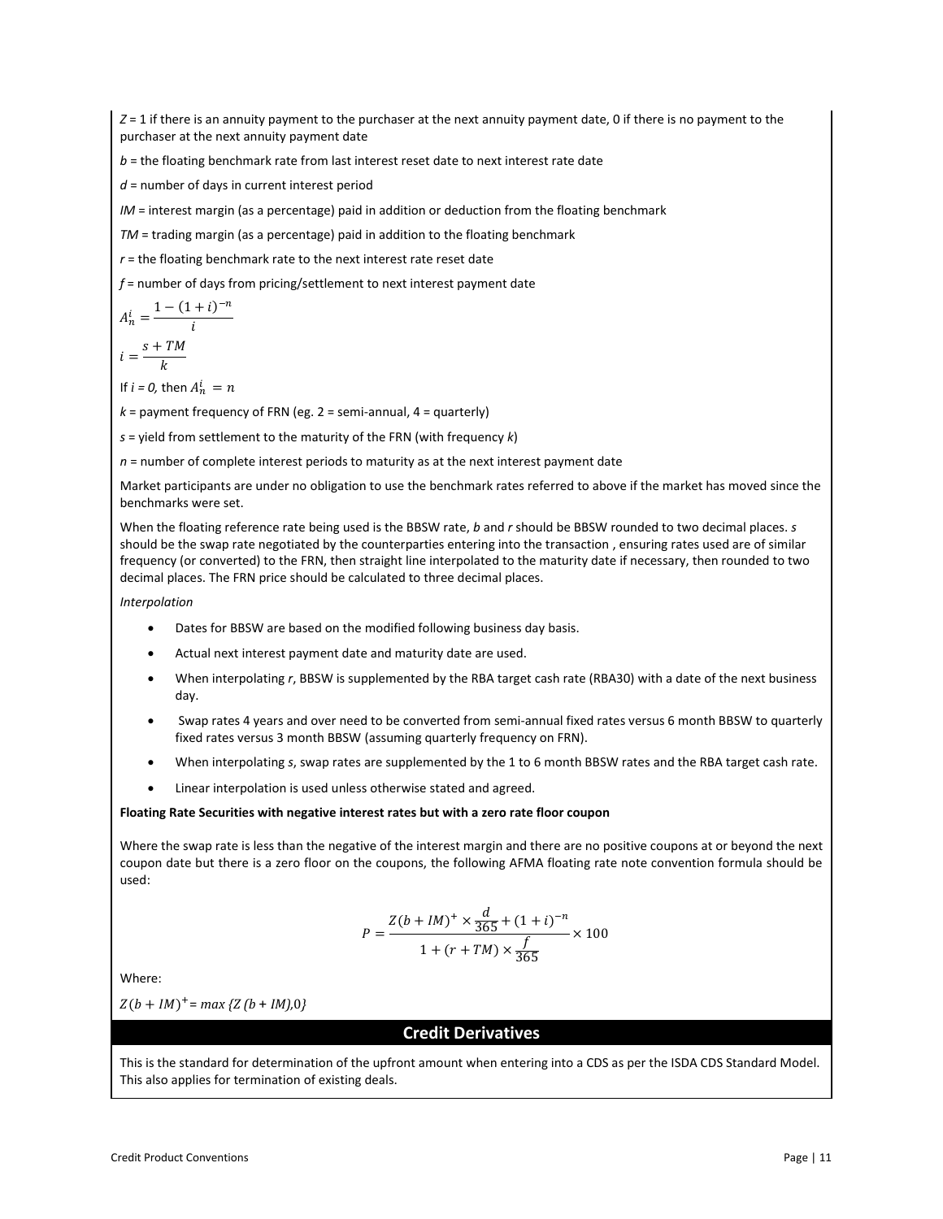$Z$ = 1 if there is an annuity payment to the purchaser at the next annuity payment date, 0 if there is no payment to the purchaser at the next annuity payment date

$b$ = the floating benchmark rate from last interest reset date to next interest rate date

$d$ = number of days in current interest period

$IM$ = interest margin (as a percentage) paid in addition or deduction from the floating benchmark

$TM$ = trading margin (as a percentage) paid in addition to the floating benchmark

$r$ = the floating benchmark rate to the next interest rate reset date

$f$ = number of days from pricing/settlement to next interest payment date

$$A_n^i = \frac{1-(1+i)^{-n}}{i}$$

$$i = \frac{s+TM}{k}$$

If $i = 0$, then $A_n^i = n$

$k$ = payment frequency of FRN (eg. 2 = semi-annual, 4 = quarterly)

$s$ = yield from settlement to the maturity of the FRN (with frequency $k$)

$n$ = number of complete interest periods to maturity as at the next interest payment date

Market participants are under no obligation to use the benchmark rates referred to above if the market has moved since the benchmarks were set.

When the floating reference rate being used is the BBSW rate, $b$ and $r$ should be BBSW rounded to two decimal places. $s$ should be the swap rate negotiated by the counterparties entering into the transaction , ensuring rates used are of similar frequency (or converted) to the FRN, then straight line interpolated to the maturity date if necessary, then rounded to two decimal places. The FRN price should be calculated to three decimal places.

*Interpolation*

- Dates for BBSW are based on the modified following business day basis.
- Actual next interest payment date and maturity date are used.
- When interpolating $r$, BBSW is supplemented by the RBA target cash rate (RBA30) with a date of the next business day.
- Swap rates 4 years and over need to be converted from semi-annual fixed rates versus 6 month BBSW to quarterly fixed rates versus 3 month BBSW (assuming quarterly frequency on FRN).
- When interpolating $s$, swap rates are supplemented by the 1 to 6 month BBSW rates and the RBA target cash rate.
- Linear interpolation is used unless otherwise stated and agreed.

**Floating Rate Securities with negative interest rates but with a zero rate floor coupon**

Where the swap rate is less than the negative of the interest margin and there are no positive coupons at or beyond the next coupon date but there is a zero floor on the coupons, the following AFMA floating rate note convention formula should be used:

$$P = \frac{Z(b+IM)^{+} \times \frac{d}{365} + (1+i)^{-n}}{1+(r+TM)\times\frac{f}{365}} \times 100$$

Where:

$Z(b+IM)^{+} = \max\{Z(b+IM), 0\}$

## Credit Derivatives

This is the standard for determination of the upfront amount when entering into a CDS as per the ISDA CDS Standard Model. This also applies for termination of existing deals.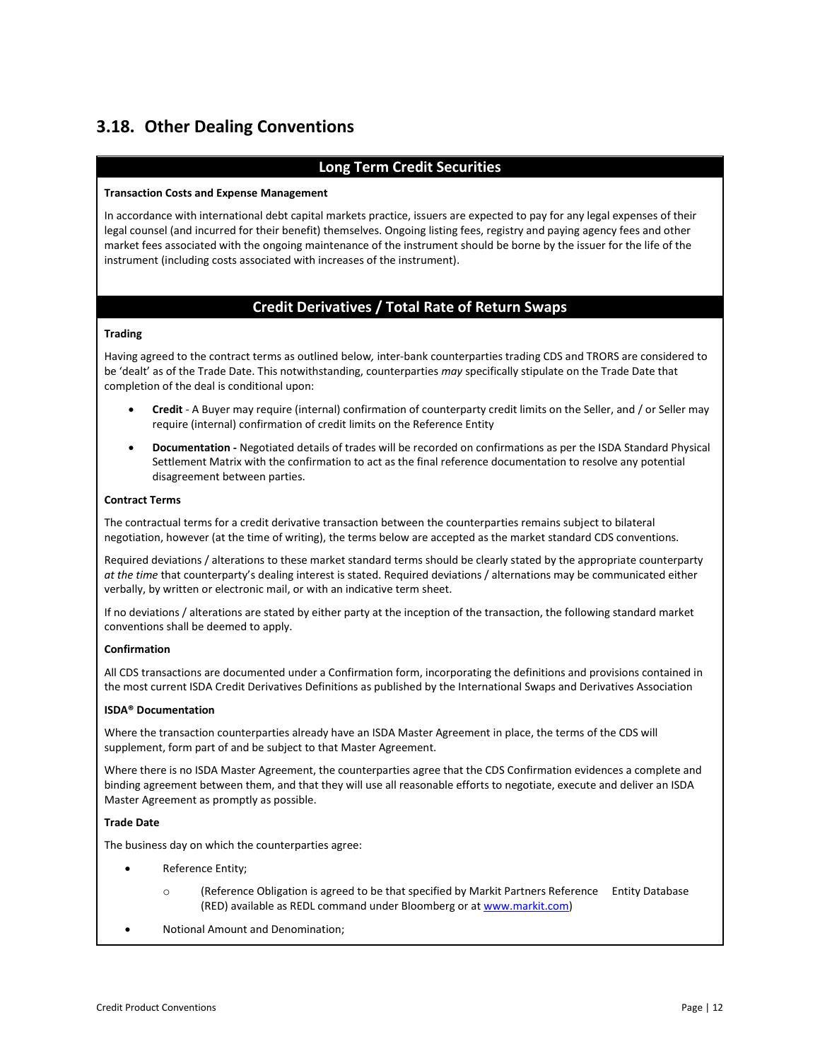## 3.18. Other Dealing Conventions

### Long Term Credit Securities

**Transaction Costs and Expense Management**

In accordance with international debt capital markets practice, issuers are expected to pay for any legal expenses of their legal counsel (and incurred for their benefit) themselves. Ongoing listing fees, registry and paying agency fees and other market fees associated with the ongoing maintenance of the instrument should be borne by the issuer for the life of the instrument (including costs associated with increases of the instrument).

### Credit Derivatives / Total Rate of Return Swaps

**Trading**

Having agreed to the contract terms as outlined below*,* inter-bank counterparties trading CDS and TRORS are considered to be 'dealt' as of the Trade Date. This notwithstanding, counterparties *may* specifically stipulate on the Trade Date that completion of the deal is conditional upon:

- **Credit** - A Buyer may require (internal) confirmation of counterparty credit limits on the Seller, and / or Seller may require (internal) confirmation of credit limits on the Reference Entity
- **Documentation -** Negotiated details of trades will be recorded on confirmations as per the ISDA Standard Physical Settlement Matrix with the confirmation to act as the final reference documentation to resolve any potential disagreement between parties.

**Contract Terms**

The contractual terms for a credit derivative transaction between the counterparties remains subject to bilateral negotiation, however (at the time of writing), the terms below are accepted as the market standard CDS conventions.

Required deviations / alterations to these market standard terms should be clearly stated by the appropriate counterparty *at the time* that counterparty's dealing interest is stated. Required deviations / alternations may be communicated either verbally, by written or electronic mail, or with an indicative term sheet.

If no deviations / alterations are stated by either party at the inception of the transaction, the following standard market conventions shall be deemed to apply.

**Confirmation**

All CDS transactions are documented under a Confirmation form, incorporating the definitions and provisions contained in the most current ISDA Credit Derivatives Definitions as published by the International Swaps and Derivatives Association

**ISDA® Documentation**

Where the transaction counterparties already have an ISDA Master Agreement in place, the terms of the CDS will supplement, form part of and be subject to that Master Agreement.

Where there is no ISDA Master Agreement, the counterparties agree that the CDS Confirmation evidences a complete and binding agreement between them, and that they will use all reasonable efforts to negotiate, execute and deliver an ISDA Master Agreement as promptly as possible.

**Trade Date**

The business day on which the counterparties agree:

- Reference Entity;
  - (Reference Obligation is agreed to be that specified by Markit Partners Reference Entity Database (RED) available as REDL command under Bloomberg or at [www.markit.com](http://www.markit.com))
- Notional Amount and Denomination;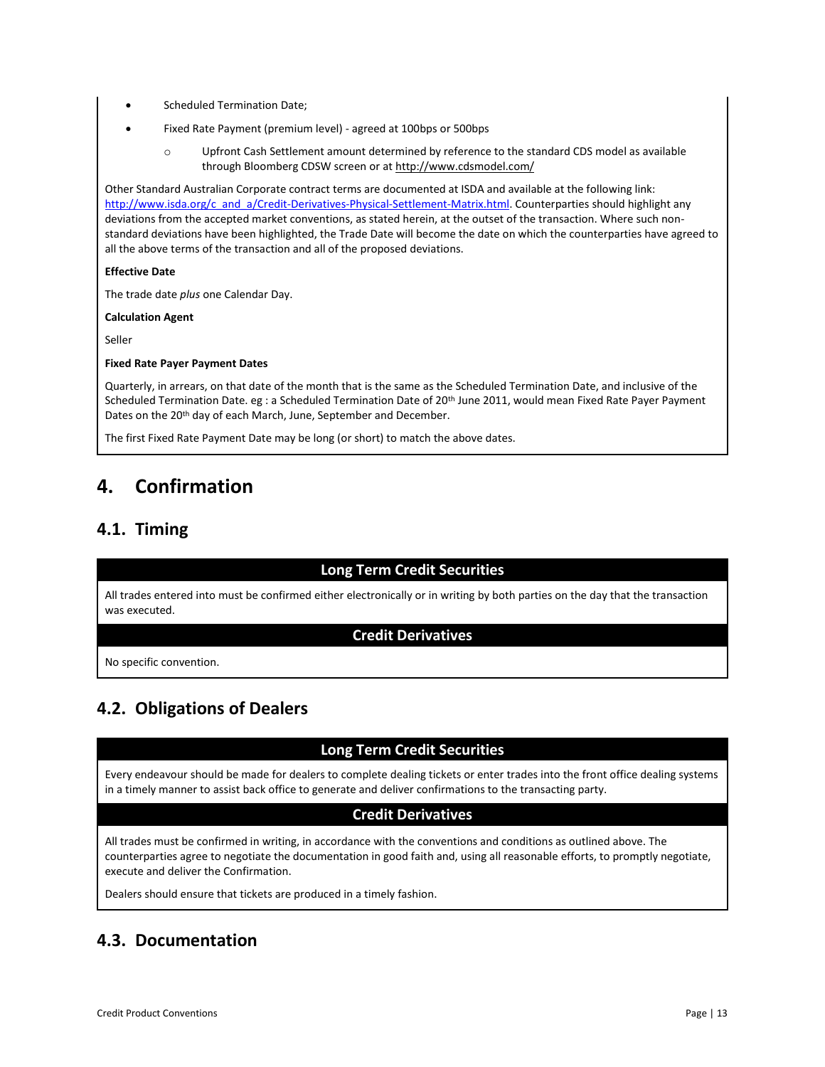- Scheduled Termination Date;
- Fixed Rate Payment (premium level) - agreed at 100bps or 500bps
  - Upfront Cash Settlement amount determined by reference to the standard CDS model as available through Bloomberg CDSW screen or at http://www.cdsmodel.com/

Other Standard Australian Corporate contract terms are documented at ISDA and available at the following link: http://www.isda.org/c_and_a/Credit-Derivatives-Physical-Settlement-Matrix.html. Counterparties should highlight any deviations from the accepted market conventions, as stated herein, at the outset of the transaction. Where such non-standard deviations have been highlighted, the Trade Date will become the date on which the counterparties have agreed to all the above terms of the transaction and all of the proposed deviations.

**Effective Date**

The trade date *plus* one Calendar Day.

**Calculation Agent**

Seller

**Fixed Rate Payer Payment Dates**

Quarterly, in arrears, on that date of the month that is the same as the Scheduled Termination Date, and inclusive of the Scheduled Termination Date. eg : a Scheduled Termination Date of 20th June 2011, would mean Fixed Rate Payer Payment Dates on the 20th day of each March, June, September and December.

The first Fixed Rate Payment Date may be long (or short) to match the above dates.

# 4. Confirmation

## 4.1. Timing

**Long Term Credit Securities**

All trades entered into must be confirmed either electronically or in writing by both parties on the day that the transaction was executed.

**Credit Derivatives**

No specific convention.

## 4.2. Obligations of Dealers

**Long Term Credit Securities**

Every endeavour should be made for dealers to complete dealing tickets or enter trades into the front office dealing systems in a timely manner to assist back office to generate and deliver confirmations to the transacting party.

**Credit Derivatives**

All trades must be confirmed in writing, in accordance with the conventions and conditions as outlined above. The counterparties agree to negotiate the documentation in good faith and, using all reasonable efforts, to promptly negotiate, execute and deliver the Confirmation.

Dealers should ensure that tickets are produced in a timely fashion.

## 4.3. Documentation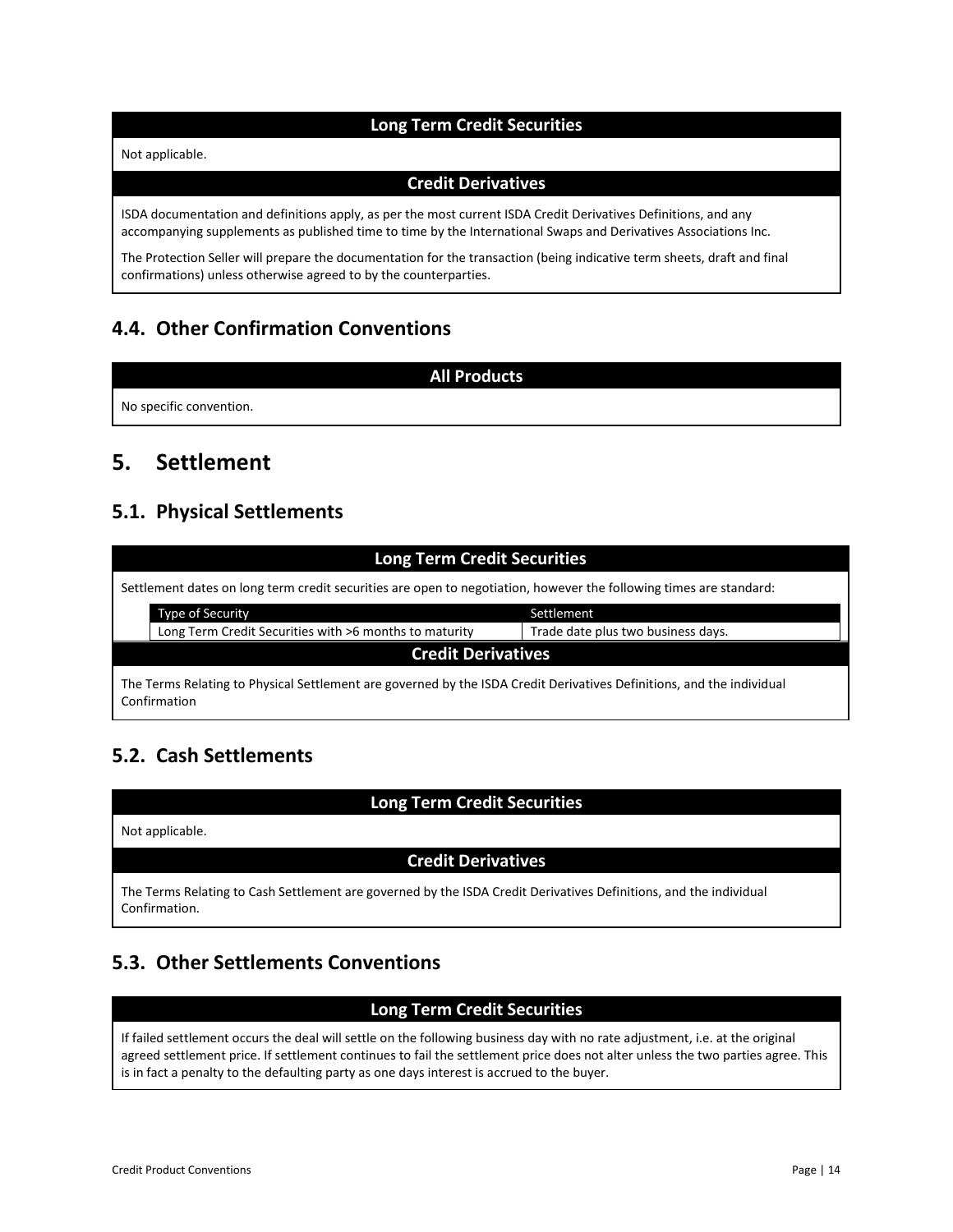**Long Term Credit Securities**

Not applicable.

**Credit Derivatives**

ISDA documentation and definitions apply, as per the most current ISDA Credit Derivatives Definitions, and any accompanying supplements as published time to time by the International Swaps and Derivatives Associations Inc.

The Protection Seller will prepare the documentation for the transaction (being indicative term sheets, draft and final confirmations) unless otherwise agreed to by the counterparties.

## 4.4. Other Confirmation Conventions

**All Products**

No specific convention.

# 5. Settlement

## 5.1. Physical Settlements

**Long Term Credit Securities**

Settlement dates on long term credit securities are open to negotiation, however the following times are standard:

| Type of Security | Settlement |
|---|---|
| Long Term Credit Securities with >6 months to maturity | Trade date plus two business days. |

**Credit Derivatives**

The Terms Relating to Physical Settlement are governed by the ISDA Credit Derivatives Definitions, and the individual Confirmation

## 5.2. Cash Settlements

**Long Term Credit Securities**

Not applicable.

**Credit Derivatives**

The Terms Relating to Cash Settlement are governed by the ISDA Credit Derivatives Definitions, and the individual Confirmation.

## 5.3. Other Settlements Conventions

**Long Term Credit Securities**

If failed settlement occurs the deal will settle on the following business day with no rate adjustment, i.e. at the original agreed settlement price. If settlement continues to fail the settlement price does not alter unless the two parties agree. This is in fact a penalty to the defaulting party as one days interest is accrued to the buyer.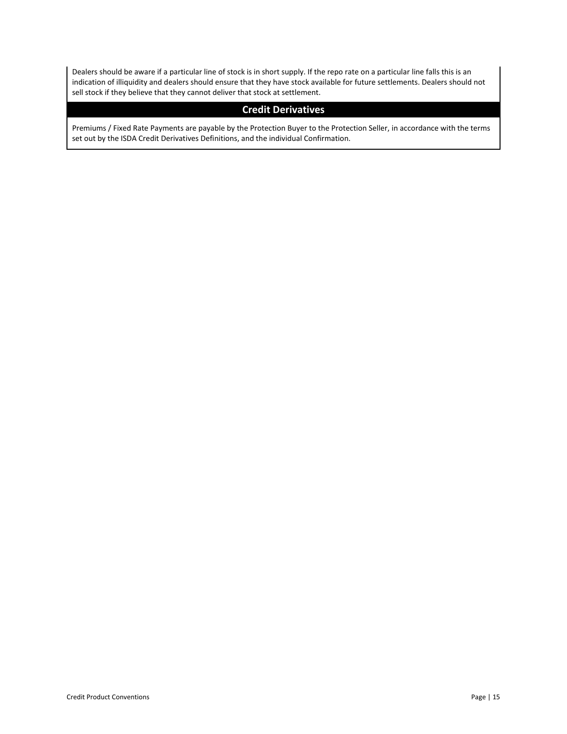Dealers should be aware if a particular line of stock is in short supply. If the repo rate on a particular line falls this is an indication of illiquidity and dealers should ensure that they have stock available for future settlements. Dealers should not sell stock if they believe that they cannot deliver that stock at settlement.

## Credit Derivatives

Premiums / Fixed Rate Payments are payable by the Protection Buyer to the Protection Seller, in accordance with the terms set out by the ISDA Credit Derivatives Definitions, and the individual Confirmation.